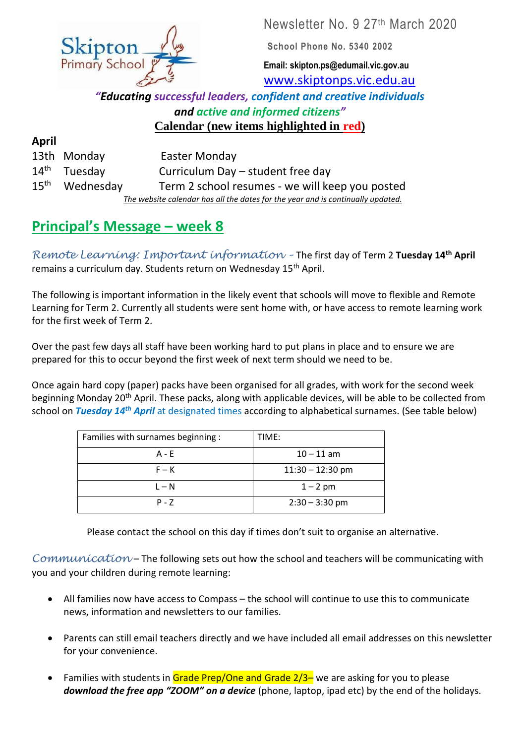Skipton Primary School

Newsletter No. 9 27th March 2020

**School Phone No. 5340 2002**

**Email: skipton.ps@edumail.vic.gov.au**

www.skiptonps.vic.edu.au

***"Educating successful leaders, confident and creative individuals and active and informed citizens"***

**Calendar (new items highlighted in red)**

**April**

| | | |
|---|---|---|
| 13th | Monday | Easter Monday |
| 14th | Tuesday | Curriculum Day – student free day |
| 15th | Wednesday | Term 2 school resumes - we will keep you posted |

*The website calendar has all the dates for the year and is continually updated.*

## Principal's Message – week 8

*Remote Learning: Important information* - The first day of Term 2 **Tuesday 14th April** remains a curriculum day. Students return on Wednesday 15th April.

The following is important information in the likely event that schools will move to flexible and Remote Learning for Term 2. Currently all students were sent home with, or have access to remote learning work for the first week of Term 2.

Over the past few days all staff have been working hard to put plans in place and to ensure we are prepared for this to occur beyond the first week of next term should we need to be.

Once again hard copy (paper) packs have been organised for all grades, with work for the second week beginning Monday 20th April. These packs, along with applicable devices, will be able to be collected from school on ***Tuesday 14th April*** at designated times according to alphabetical surnames. (See table below)

| Families with surnames beginning : | TIME: |
|---|---|
| A - E | 10 – 11 am |
| F – K | 11:30 – 12:30 pm |
| L – N | 1 – 2 pm |
| P - Z | 2:30 – 3:30 pm |

Please contact the school on this day if times don't suit to organise an alternative.

*Communication* – The following sets out how the school and teachers will be communicating with you and your children during remote learning:

- All families now have access to Compass – the school will continue to use this to communicate news, information and newsletters to our families.
- Parents can still email teachers directly and we have included all email addresses on this newsletter for your convenience.
- Families with students in Grade Prep/One and Grade 2/3– we are asking for you to please ***download the free app "ZOOM" on a device*** (phone, laptop, ipad etc) by the end of the holidays.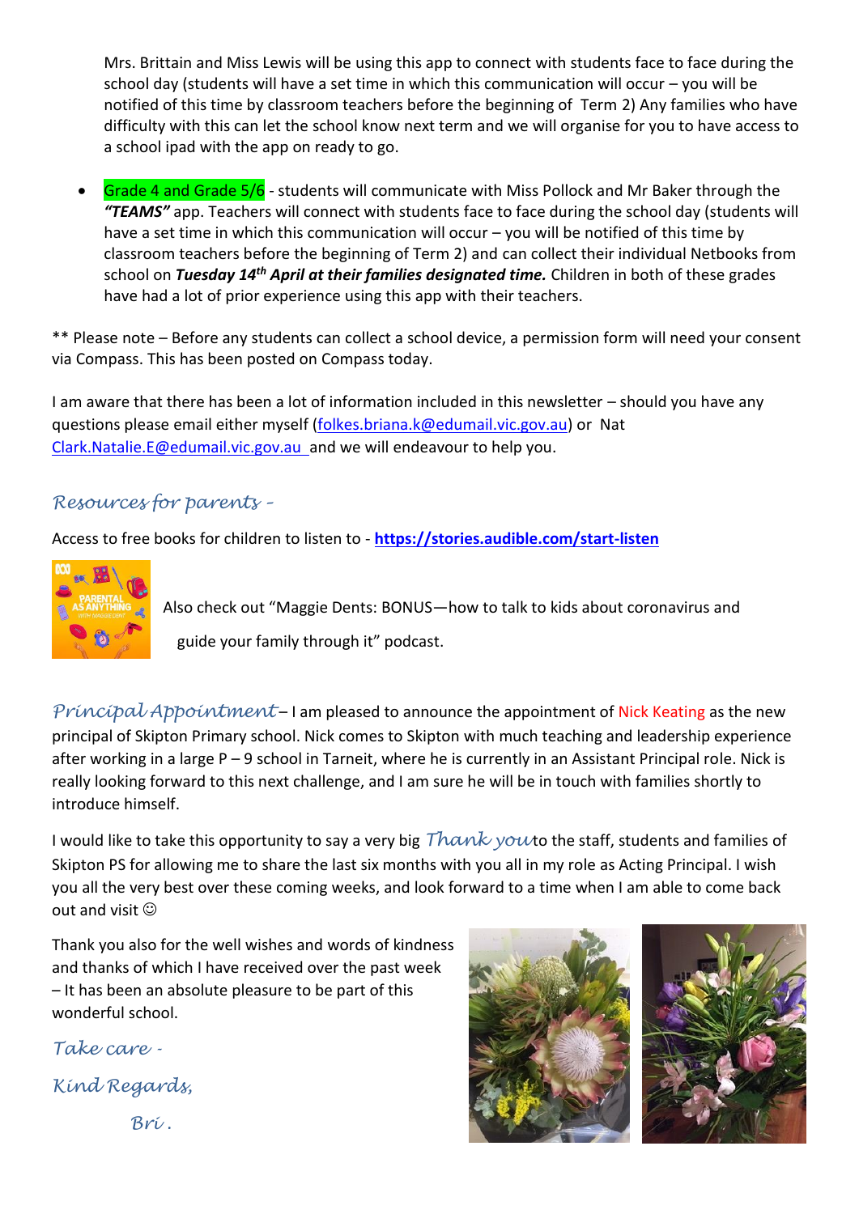Mrs. Brittain and Miss Lewis will be using this app to connect with students face to face during the school day (students will have a set time in which this communication will occur – you will be notified of this time by classroom teachers before the beginning of Term 2) Any families who have difficulty with this can let the school know next term and we will organise for you to have access to a school ipad with the app on ready to go.

- Grade 4 and Grade 5/6 - students will communicate with Miss Pollock and Mr Baker through the ***"TEAMS"*** app. Teachers will connect with students face to face during the school day (students will have a set time in which this communication will occur – you will be notified of this time by classroom teachers before the beginning of Term 2) and can collect their individual Netbooks from school on ***Tuesday 14th April at their families designated time.*** Children in both of these grades have had a lot of prior experience using this app with their teachers.

** Please note – Before any students can collect a school device, a permission form will need your consent via Compass. This has been posted on Compass today.

I am aware that there has been a lot of information included in this newsletter – should you have any questions please email either myself (folkes.briana.k@edumail.vic.gov.au) or Nat Clark.Natalie.E@edumail.vic.gov.au and we will endeavour to help you.

*Resources for parents -*

Access to free books for children to listen to - **https://stories.audible.com/start-listen**

Also check out "Maggie Dents: BONUS—how to talk to kids about coronavirus and guide your family through it" podcast.

*Principal Appointment* – I am pleased to announce the appointment of Nick Keating as the new principal of Skipton Primary school. Nick comes to Skipton with much teaching and leadership experience after working in a large P – 9 school in Tarneit, where he is currently in an Assistant Principal role. Nick is really looking forward to this next challenge, and I am sure he will be in touch with families shortly to introduce himself.

I would like to take this opportunity to say a very big *Thank you* to the staff, students and families of Skipton PS for allowing me to share the last six months with you all in my role as Acting Principal. I wish you all the very best over these coming weeks, and look forward to a time when I am able to come back out and visit ☺

Thank you also for the well wishes and words of kindness and thanks of which I have received over the past week – It has been an absolute pleasure to be part of this wonderful school.

*Take care -*

*Kind Regards,*

*Bri .*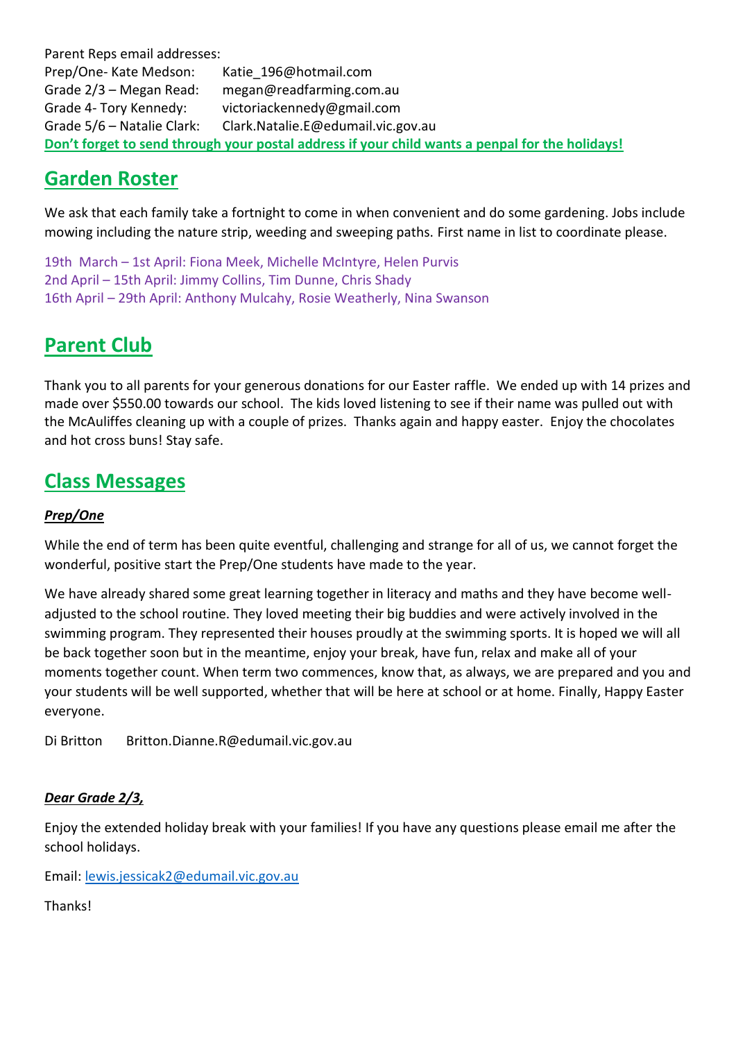Parent Reps email addresses:

Prep/One- Kate Medson: Katie_196@hotmail.com
Grade 2/3 – Megan Read: megan@readfarming.com.au
Grade 4- Tory Kennedy: victoriackennedy@gmail.com
Grade 5/6 – Natalie Clark: Clark.Natalie.E@edumail.vic.gov.au

**Don't forget to send through your postal address if your child wants a penpal for the holidays!**

## Garden Roster

We ask that each family take a fortnight to come in when convenient and do some gardening. Jobs include mowing including the nature strip, weeding and sweeping paths. First name in list to coordinate please.

19th March – 1st April: Fiona Meek, Michelle McIntyre, Helen Purvis
2nd April – 15th April: Jimmy Collins, Tim Dunne, Chris Shady
16th April – 29th April: Anthony Mulcahy, Rosie Weatherly, Nina Swanson

## Parent Club

Thank you to all parents for your generous donations for our Easter raffle. We ended up with 14 prizes and made over $550.00 towards our school. The kids loved listening to see if their name was pulled out with the McAuliffes cleaning up with a couple of prizes. Thanks again and happy easter. Enjoy the chocolates and hot cross buns! Stay safe.

## Class Messages

***Prep/One***

While the end of term has been quite eventful, challenging and strange for all of us, we cannot forget the wonderful, positive start the Prep/One students have made to the year.

We have already shared some great learning together in literacy and maths and they have become well-adjusted to the school routine. They loved meeting their big buddies and were actively involved in the swimming program. They represented their houses proudly at the swimming sports. It is hoped we will all be back together soon but in the meantime, enjoy your break, have fun, relax and make all of your moments together count. When term two commences, know that, as always, we are prepared and you and your students will be well supported, whether that will be here at school or at home. Finally, Happy Easter everyone.

Di Britton Britton.Dianne.R@edumail.vic.gov.au

***Dear Grade 2/3,***

Enjoy the extended holiday break with your families! If you have any questions please email me after the school holidays.

Email: lewis.jessicak2@edumail.vic.gov.au

Thanks!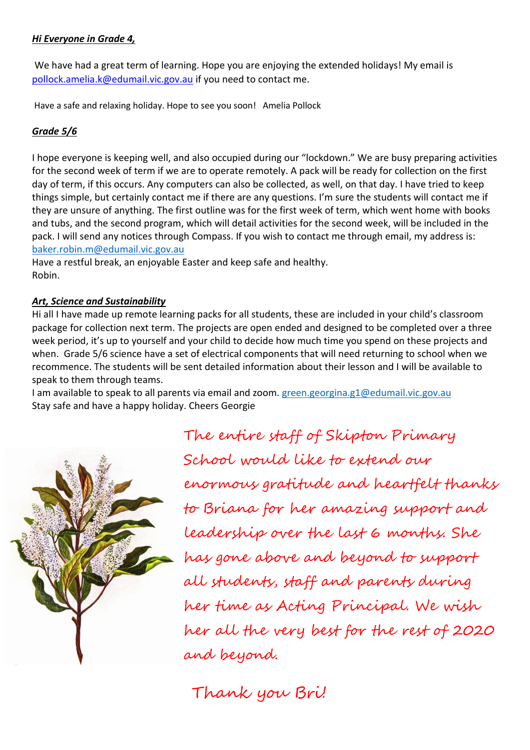***Hi Everyone in Grade 4,***

We have had a great term of learning. Hope you are enjoying the extended holidays! My email is [pollock.amelia.k@edumail.vic.gov.au](mailto:pollock.amelia.k@edumail.vic.gov.au) if you need to contact me.

Have a safe and relaxing holiday. Hope to see you soon!   Amelia Pollock

***Grade 5/6***

I hope everyone is keeping well, and also occupied during our "lockdown." We are busy preparing activities for the second week of term if we are to operate remotely. A pack will be ready for collection on the first day of term, if this occurs. Any computers can also be collected, as well, on that day. I have tried to keep things simple, but certainly contact me if there are any questions. I'm sure the students will contact me if they are unsure of anything. The first outline was for the first week of term, which went home with books and tubs, and the second program, which will detail activities for the second week, will be included in the pack. I will send any notices through Compass. If you wish to contact me through email, my address is: [baker.robin.m@edumail.vic.gov.au](mailto:baker.robin.m@edumail.vic.gov.au)
Have a restful break, an enjoyable Easter and keep safe and healthy.
Robin.

***Art, Science and Sustainability***

Hi all I have made up remote learning packs for all students, these are included in your child's classroom package for collection next term. The projects are open ended and designed to be completed over a three week period, it's up to yourself and your child to decide how much time you spend on these projects and when. Grade 5/6 science have a set of electrical components that will need returning to school when we recommence. The students will be sent detailed information about their lesson and I will be available to speak to them through teams.
I am available to speak to all parents via email and zoom. [green.georgina.g1@edumail.vic.gov.au](mailto:green.georgina.g1@edumail.vic.gov.au)
Stay safe and have a happy holiday. Cheers Georgie

The entire staff of Skipton Primary School would like to extend our enormous gratitude and heartfelt thanks to Briana for her amazing support and leadership over the last 6 months. She has gone above and beyond to support all students, staff and parents during her time as Acting Principal. We wish her all the very best for the rest of 2020 and beyond.

Thank you Bri!